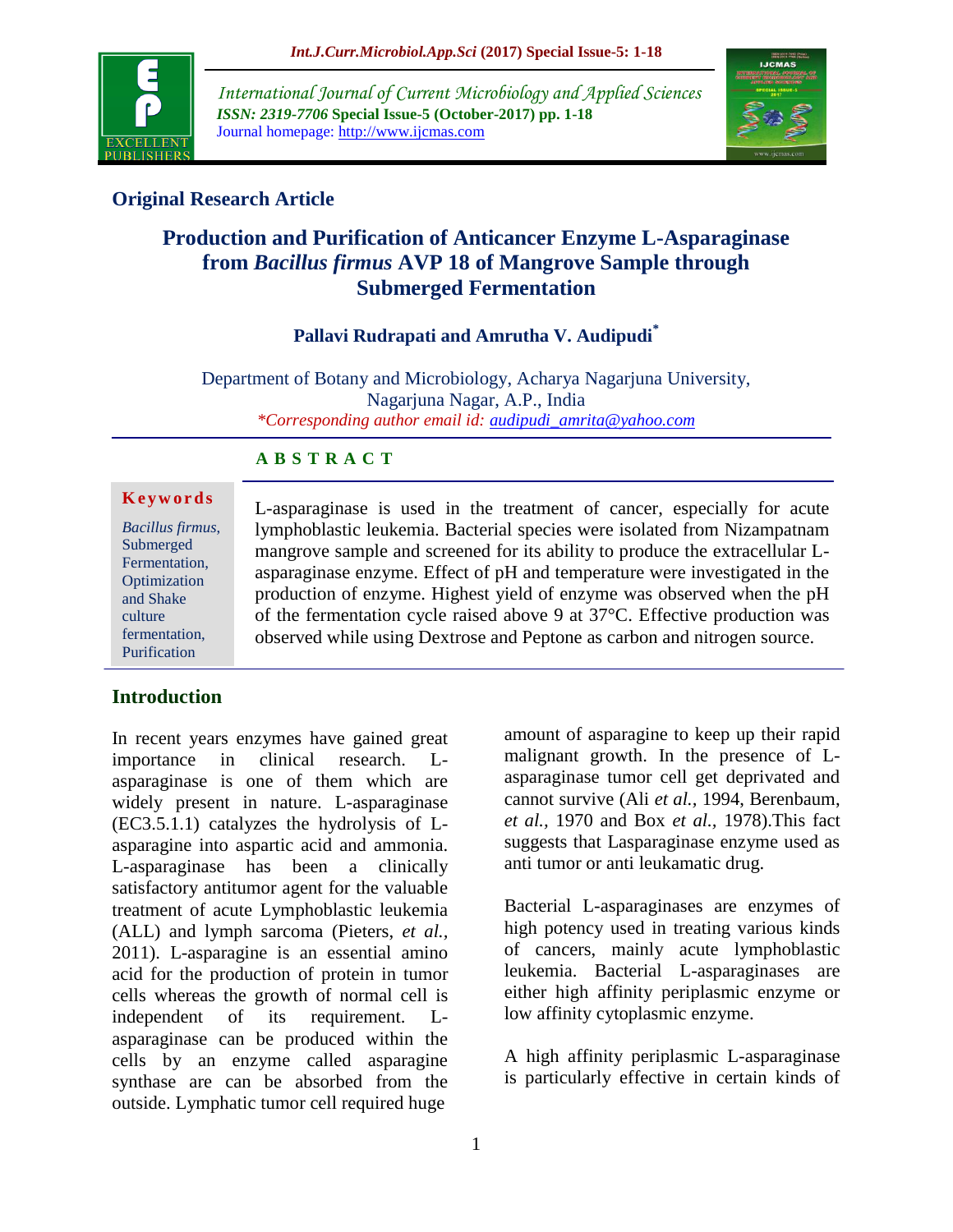**Original Research Article**

# Production and Purification of Anticancer Enzyme L-Asparaginase from *Bacillus firmus* AVP 18 of Mangrove Sample through Submerged Fermentation

**Pallavi Rudrapati and Amrutha V. Audipudi***

Department of Botany and Microbiology, Acharya Nagarjuna University, Nagarjuna Nagar, A.P., India

*\*Corresponding author email id: audipudi_amrita@yahoo.com*

## ABSTRACT

**Keywords**

*Bacillus firmus*, Submerged Fermentation, Optimization and Shake culture fermentation, Purification

L-asparaginase is used in the treatment of cancer, especially for acute lymphoblastic leukemia. Bacterial species were isolated from Nizampatnam mangrove sample and screened for its ability to produce the extracellular L-asparaginase enzyme. Effect of pH and temperature were investigated in the production of enzyme. Highest yield of enzyme was observed when the pH of the fermentation cycle raised above 9 at 37°C. Effective production was observed while using Dextrose and Peptone as carbon and nitrogen source.

## Introduction

In recent years enzymes have gained great importance in clinical research. L-asparaginase is one of them which are widely present in nature. L-asparaginase (EC3.5.1.1) catalyzes the hydrolysis of L-asparagine into aspartic acid and ammonia. L-asparaginase has been a clinically satisfactory antitumor agent for the valuable treatment of acute Lymphoblastic leukemia (ALL) and lymph sarcoma (Pieters, *et al.*, 2011). L-asparagine is an essential amino acid for the production of protein in tumor cells whereas the growth of normal cell is independent of its requirement. L-asparaginase can be produced within the cells by an enzyme called asparagine synthase are can be absorbed from the outside. Lymphatic tumor cell required huge amount of asparagine to keep up their rapid malignant growth. In the presence of L-asparaginase tumor cell get deprivated and cannot survive (Ali *et al.*, 1994, Berenbaum, *et al.*, 1970 and Box *et al.*, 1978).This fact suggests that Lasparaginase enzyme used as anti tumor or anti leukamatic drug.

Bacterial L-asparaginases are enzymes of high potency used in treating various kinds of cancers, mainly acute lymphoblastic leukemia. Bacterial L-asparaginases are either high affinity periplasmic enzyme or low affinity cytoplasmic enzyme.

A high affinity periplasmic L-asparaginase is particularly effective in certain kinds of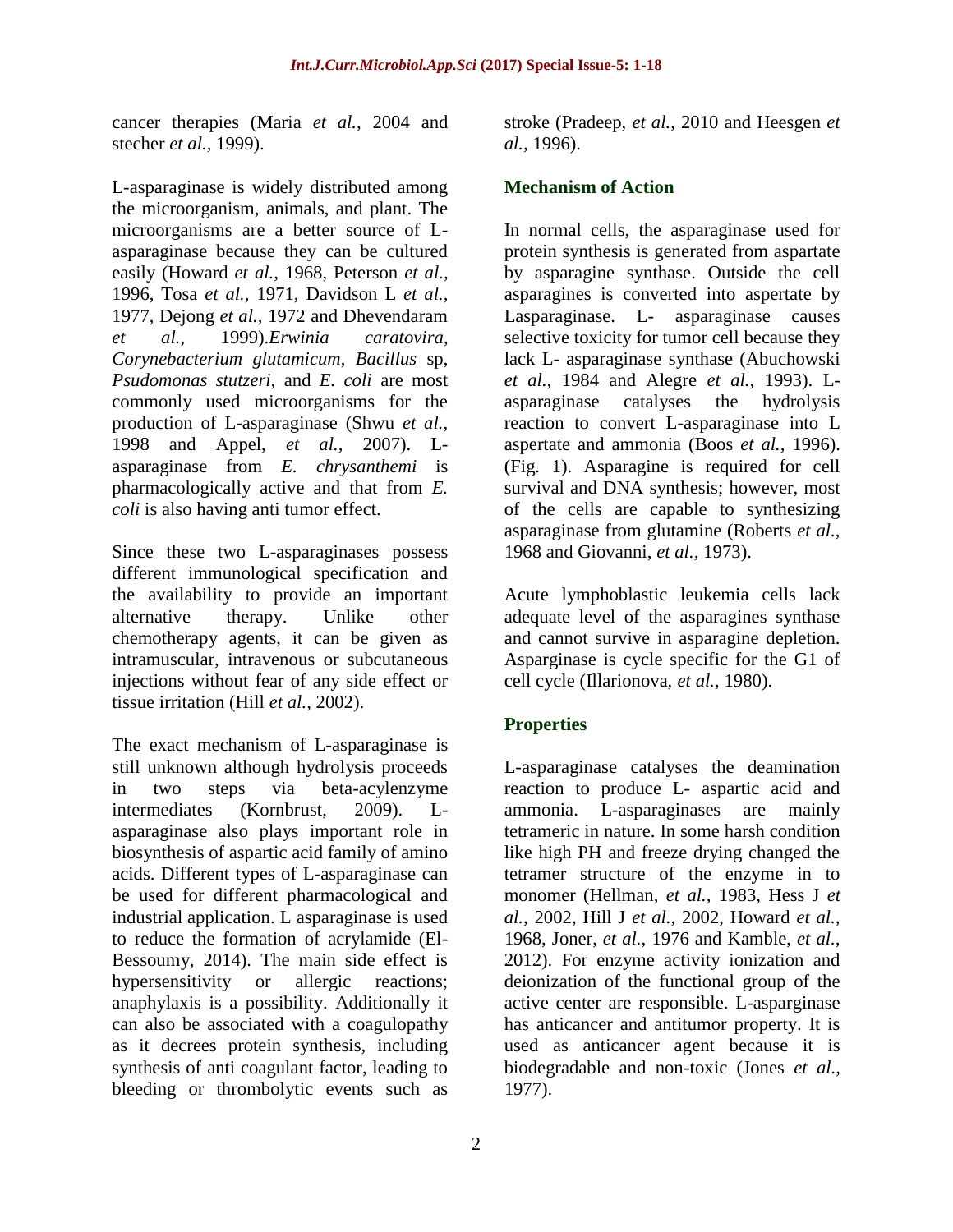cancer therapies (Maria *et al.,* 2004 and stecher *et al.,* 1999).

L-asparaginase is widely distributed among the microorganism, animals, and plant. The microorganisms are a better source of L-asparaginase because they can be cultured easily (Howard *et al.,* 1968, Peterson *et al.,* 1996, Tosa *et al.,* 1971, Davidson L *et al.,* 1977, Dejong *et al.,* 1972 and Dhevendaram *et al.,* 1999).*Erwinia caratovira*, *Corynebacterium glutamicum*, *Bacillus* sp, *Psudomonas stutzeri*, and *E. coli* are most commonly used microorganisms for the production of L-asparaginase (Shwu *et al.,* 1998 and Appel, *et al.,* 2007). L-asparaginase from *E. chrysanthemi* is pharmacologically active and that from *E. coli* is also having anti tumor effect.

Since these two L-asparaginases possess different immunological specification and the availability to provide an important alternative therapy. Unlike other chemotherapy agents, it can be given as intramuscular, intravenous or subcutaneous injections without fear of any side effect or tissue irritation (Hill *et al.,* 2002).

The exact mechanism of L-asparaginase is still unknown although hydrolysis proceeds in two steps via beta-acylenzyme intermediates (Kornbrust, 2009). L-asparaginase also plays important role in biosynthesis of aspartic acid family of amino acids. Different types of L-asparaginase can be used for different pharmacological and industrial application. L asparaginase is used to reduce the formation of acrylamide (El-Bessoumy, 2014). The main side effect is hypersensitivity or allergic reactions; anaphylaxis is a possibility. Additionally it can also be associated with a coagulopathy as it decrees protein synthesis, including synthesis of anti coagulant factor, leading to bleeding or thrombolytic events such as stroke (Pradeep, *et al.,* 2010 and Heesgen *et al.,* 1996).

## Mechanism of Action

In normal cells, the asparaginase used for protein synthesis is generated from aspartate by asparagine synthase. Outside the cell asparagines is converted into aspertate by Lasparaginase. L- asparaginase causes selective toxicity for tumor cell because they lack L- asparaginase synthase (Abuchowski *et al.,* 1984 and Alegre *et al.,* 1993). L-asparaginase catalyses the hydrolysis reaction to convert L-asparaginase into L aspertate and ammonia (Boos *et al.,* 1996). (Fig. 1). Asparagine is required for cell survival and DNA synthesis; however, most of the cells are capable to synthesizing asparaginase from glutamine (Roberts *et al.,* 1968 and Giovanni, *et al.,* 1973).

Acute lymphoblastic leukemia cells lack adequate level of the asparagines synthase and cannot survive in asparagine depletion. Asparginase is cycle specific for the G1 of cell cycle (Illarionova, *et al.,* 1980).

## Properties

L-asparaginase catalyses the deamination reaction to produce L- aspartic acid and ammonia. L-asparaginases are mainly tetrameric in nature. In some harsh condition like high PH and freeze drying changed the tetramer structure of the enzyme in to monomer (Hellman, *et al.,* 1983, Hess J *et al.,* 2002, Hill J *et al.,* 2002, Howard *et al.,* 1968, Joner, *et al.,* 1976 and Kamble, *et al.,* 2012). For enzyme activity ionization and deionization of the functional group of the active center are responsible. L-asparginase has anticancer and antitumor property. It is used as anticancer agent because it is biodegradable and non-toxic (Jones *et al.,* 1977).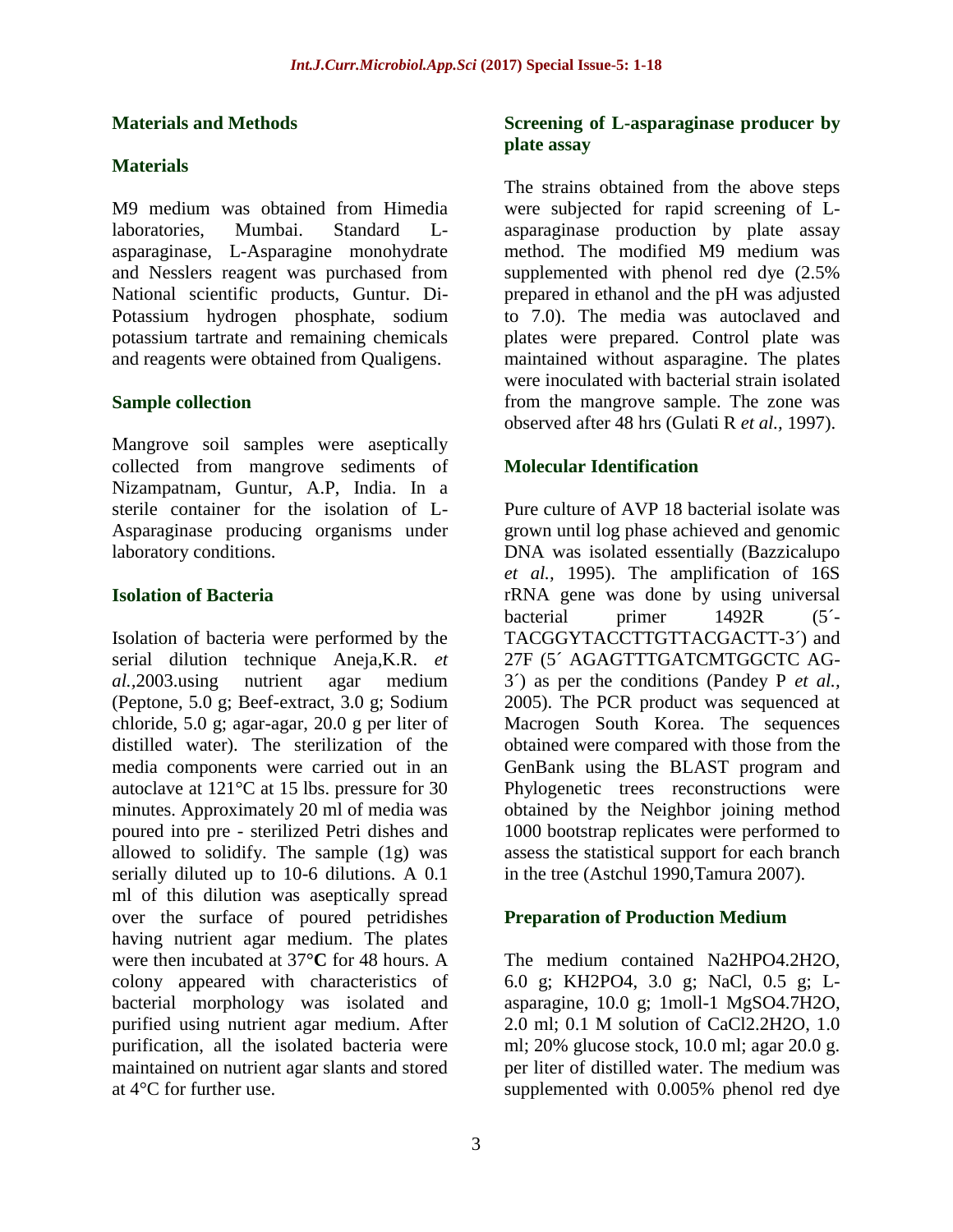## Materials and Methods

### Materials

M9 medium was obtained from Himedia laboratories, Mumbai. Standard L-asparaginase, L-Asparagine monohydrate and Nesslers reagent was purchased from National scientific products, Guntur. Di-Potassium hydrogen phosphate, sodium potassium tartrate and remaining chemicals and reagents were obtained from Qualigens.

### Sample collection

Mangrove soil samples were aseptically collected from mangrove sediments of Nizampatnam, Guntur, A.P, India. In a sterile container for the isolation of L-Asparaginase producing organisms under laboratory conditions.

### Isolation of Bacteria

Isolation of bacteria were performed by the serial dilution technique Aneja,K.R. *et al.*,2003.using nutrient agar medium (Peptone, 5.0 g; Beef-extract, 3.0 g; Sodium chloride, 5.0 g; agar-agar, 20.0 g per liter of distilled water). The sterilization of the media components were carried out in an autoclave at 121°C at 15 lbs. pressure for 30 minutes. Approximately 20 ml of media was poured into pre - sterilized Petri dishes and allowed to solidify. The sample (1g) was serially diluted up to 10-6 dilutions. A 0.1 ml of this dilution was aseptically spread over the surface of poured petridishes having nutrient agar medium. The plates were then incubated at 37°**C** for 48 hours. A colony appeared with characteristics of bacterial morphology was isolated and purified using nutrient agar medium. After purification, all the isolated bacteria were maintained on nutrient agar slants and stored at 4°C for further use.

### Screening of L-asparaginase producer by plate assay

The strains obtained from the above steps were subjected for rapid screening of L-asparaginase production by plate assay method. The modified M9 medium was supplemented with phenol red dye (2.5% prepared in ethanol and the pH was adjusted to 7.0). The media was autoclaved and plates were prepared. Control plate was maintained without asparagine. The plates were inoculated with bacterial strain isolated from the mangrove sample. The zone was observed after 48 hrs (Gulati R *et al.*, 1997).

### Molecular Identification

Pure culture of AVP 18 bacterial isolate was grown until log phase achieved and genomic DNA was isolated essentially (Bazzicalupo *et al.,* 1995). The amplification of 16S rRNA gene was done by using universal bacterial primer 1492R (5´-TACGGYTACCTTGTTACGACTT-3´) and 27F (5´ AGAGTTTGATCMTGGCTC AG-3´) as per the conditions (Pandey P *et al.,* 2005). The PCR product was sequenced at Macrogen South Korea. The sequences obtained were compared with those from the GenBank using the BLAST program and Phylogenetic trees reconstructions were obtained by the Neighbor joining method 1000 bootstrap replicates were performed to assess the statistical support for each branch in the tree (Astchul 1990,Tamura 2007).

### Preparation of Production Medium

The medium contained $Na_2HPO_4.2H_2O$, 6.0 g; $KH_2PO_4$, 3.0 g; NaCl, 0.5 g; L-asparagine, 10.0 g; 1moll-1 $MgSO_4.7H_2O$, 2.0 ml; 0.1 M solution of $CaCl_2.2H_2O$, 1.0 ml; 20% glucose stock, 10.0 ml; agar 20.0 g. per liter of distilled water. The medium was supplemented with 0.005% phenol red dye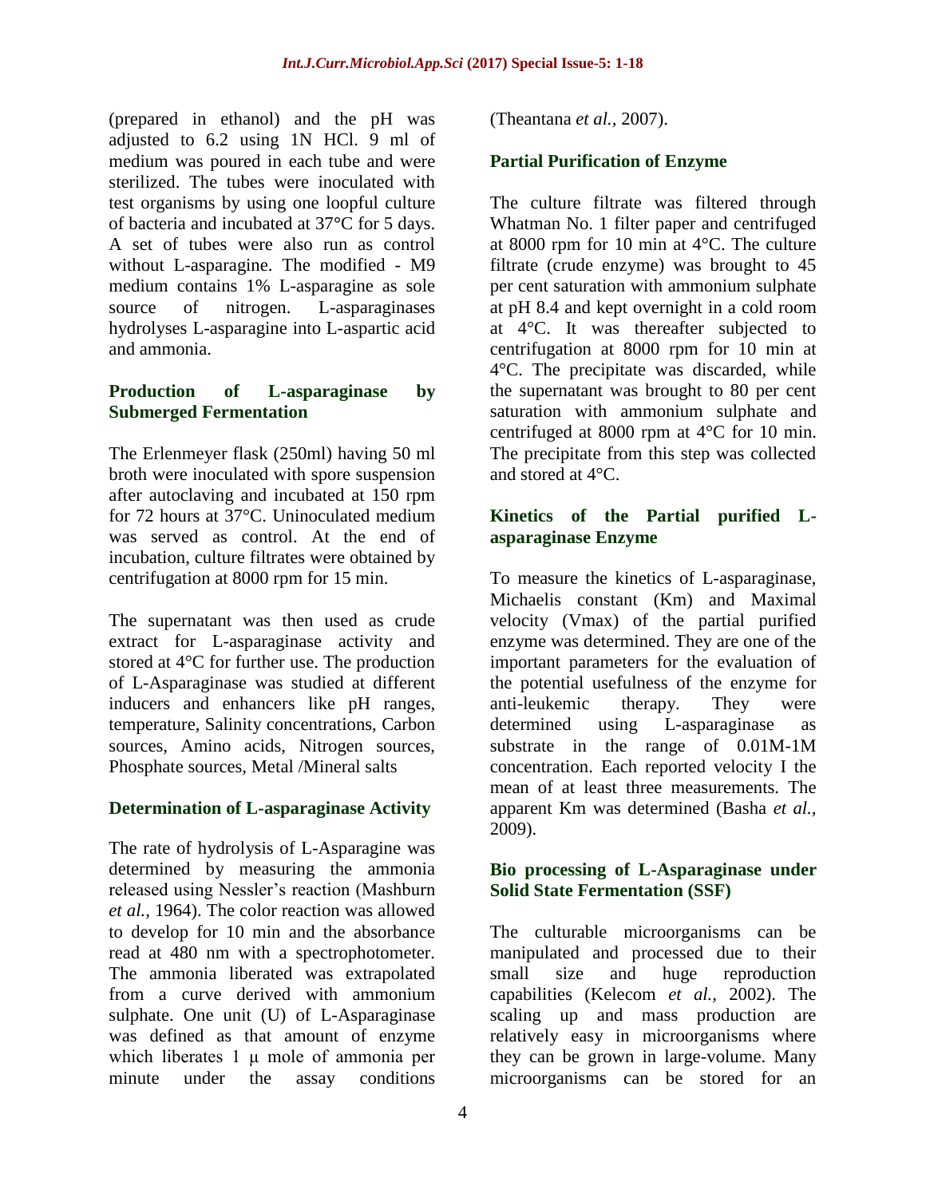(prepared in ethanol) and the pH was adjusted to 6.2 using 1N HCl. 9 ml of medium was poured in each tube and were sterilized. The tubes were inoculated with test organisms by using one loopful culture of bacteria and incubated at 37°C for 5 days. A set of tubes were also run as control without L-asparagine. The modified - M9 medium contains 1% L-asparagine as sole source of nitrogen. L-asparaginases hydrolyses L-asparagine into L-aspartic acid and ammonia.

### Production of L-asparaginase by Submerged Fermentation

The Erlenmeyer flask (250ml) having 50 ml broth were inoculated with spore suspension after autoclaving and incubated at 150 rpm for 72 hours at 37°C. Uninoculated medium was served as control. At the end of incubation, culture filtrates were obtained by centrifugation at 8000 rpm for 15 min.

The supernatant was then used as crude extract for L-asparaginase activity and stored at 4°C for further use. The production of L-Asparaginase was studied at different inducers and enhancers like pH ranges, temperature, Salinity concentrations, Carbon sources, Amino acids, Nitrogen sources, Phosphate sources, Metal /Mineral salts

### Determination of L-asparaginase Activity

The rate of hydrolysis of L-Asparagine was determined by measuring the ammonia released using Nessler's reaction (Mashburn *et al.,* 1964). The color reaction was allowed to develop for 10 min and the absorbance read at 480 nm with a spectrophotometer. The ammonia liberated was extrapolated from a curve derived with ammonium sulphate. One unit (U) of L-Asparaginase was defined as that amount of enzyme which liberates 1 μ mole of ammonia per minute under the assay conditions (Theantana *et al.,* 2007).

### Partial Purification of Enzyme

The culture filtrate was filtered through Whatman No. 1 filter paper and centrifuged at 8000 rpm for 10 min at 4°C. The culture filtrate (crude enzyme) was brought to 45 per cent saturation with ammonium sulphate at pH 8.4 and kept overnight in a cold room at 4°C. It was thereafter subjected to centrifugation at 8000 rpm for 10 min at 4°C. The precipitate was discarded, while the supernatant was brought to 80 per cent saturation with ammonium sulphate and centrifuged at 8000 rpm at 4°C for 10 min. The precipitate from this step was collected and stored at 4°C.

### Kinetics of the Partial purified L-asparaginase Enzyme

To measure the kinetics of L-asparaginase, Michaelis constant (Km) and Maximal velocity (Vmax) of the partial purified enzyme was determined. They are one of the important parameters for the evaluation of the potential usefulness of the enzyme for anti-leukemic therapy. They were determined using L-asparaginase as substrate in the range of 0.01M-1M concentration. Each reported velocity I the mean of at least three measurements. The apparent Km was determined (Basha *et al.,* 2009).

### Bio processing of L-Asparaginase under Solid State Fermentation (SSF)

The culturable microorganisms can be manipulated and processed due to their small size and huge reproduction capabilities (Kelecom *et al.,* 2002). The scaling up and mass production are relatively easy in microorganisms where they can be grown in large-volume. Many microorganisms can be stored for an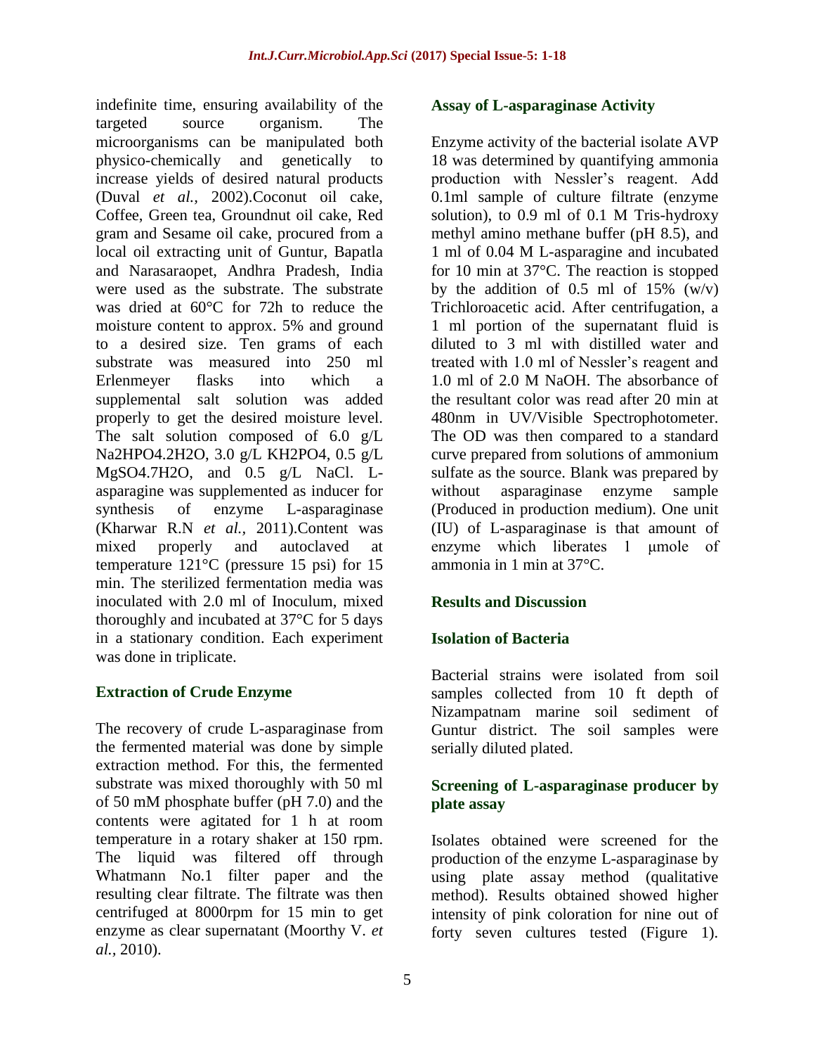indefinite time, ensuring availability of the targeted source organism. The microorganisms can be manipulated both physico-chemically and genetically to increase yields of desired natural products (Duval *et al.,* 2002).Coconut oil cake, Coffee, Green tea, Groundnut oil cake, Red gram and Sesame oil cake, procured from a local oil extracting unit of Guntur, Bapatla and Narasaraopet, Andhra Pradesh, India were used as the substrate. The substrate was dried at 60°C for 72h to reduce the moisture content to approx. 5% and ground to a desired size. Ten grams of each substrate was measured into 250 ml Erlenmeyer flasks into which a supplemental salt solution was added properly to get the desired moisture level. The salt solution composed of 6.0 g/L $Na_2HPO_4.2H_2O$, 3.0 g/L $KH_2PO_4$, 0.5 g/L $MgSO_4.7H_2O$, and 0.5 g/L NaCl. L-asparagine was supplemented as inducer for synthesis of enzyme L-asparaginase (Kharwar R.N *et al.,* 2011).Content was mixed properly and autoclaved at temperature 121°C (pressure 15 psi) for 15 min. The sterilized fermentation media was inoculated with 2.0 ml of Inoculum, mixed thoroughly and incubated at 37°C for 5 days in a stationary condition. Each experiment was done in triplicate.

## Extraction of Crude Enzyme

The recovery of crude L-asparaginase from the fermented material was done by simple extraction method. For this, the fermented substrate was mixed thoroughly with 50 ml of 50 mM phosphate buffer (pH 7.0) and the contents were agitated for 1 h at room temperature in a rotary shaker at 150 rpm. The liquid was filtered off through Whatmann No.1 filter paper and the resulting clear filtrate. The filtrate was then centrifuged at 8000rpm for 15 min to get enzyme as clear supernatant (Moorthy V. *et al.,* 2010).

## Assay of L-asparaginase Activity

Enzyme activity of the bacterial isolate AVP 18 was determined by quantifying ammonia production with Nessler's reagent. Add 0.1ml sample of culture filtrate (enzyme solution), to 0.9 ml of 0.1 M Tris-hydroxy methyl amino methane buffer (pH 8.5), and 1 ml of 0.04 M L-asparagine and incubated for 10 min at 37°C. The reaction is stopped by the addition of 0.5 ml of 15% (w/v) Trichloroacetic acid. After centrifugation, a 1 ml portion of the supernatant fluid is diluted to 3 ml with distilled water and treated with 1.0 ml of Nessler's reagent and 1.0 ml of 2.0 M NaOH. The absorbance of the resultant color was read after 20 min at 480nm in UV/Visible Spectrophotometer. The OD was then compared to a standard curve prepared from solutions of ammonium sulfate as the source. Blank was prepared by without asparaginase enzyme sample (Produced in production medium). One unit (IU) of L-asparaginase is that amount of enzyme which liberates 1 μmole of ammonia in 1 min at 37°C.

## Results and Discussion

### Isolation of Bacteria

Bacterial strains were isolated from soil samples collected from 10 ft depth of Nizampatnam marine soil sediment of Guntur district. The soil samples were serially diluted plated.

### Screening of L-asparaginase producer by plate assay

Isolates obtained were screened for the production of the enzyme L-asparaginase by using plate assay method (qualitative method). Results obtained showed higher intensity of pink coloration for nine out of forty seven cultures tested (Figure 1).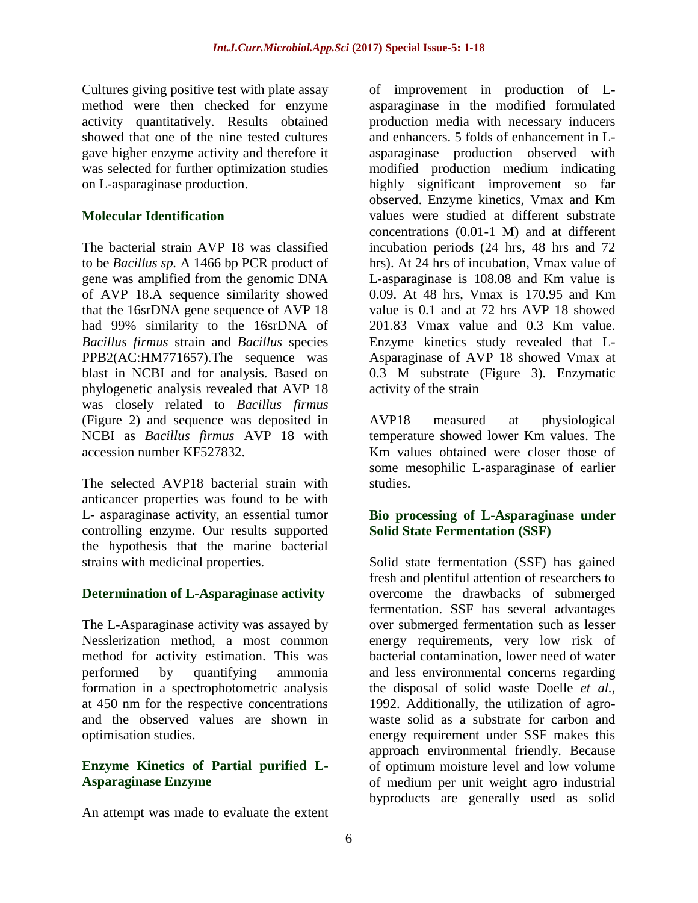Cultures giving positive test with plate assay method were then checked for enzyme activity quantitatively. Results obtained showed that one of the nine tested cultures gave higher enzyme activity and therefore it was selected for further optimization studies on L-asparaginase production.

### Molecular Identification

The bacterial strain AVP 18 was classified to be *Bacillus sp.* A 1466 bp PCR product of gene was amplified from the genomic DNA of AVP 18.A sequence similarity showed that the 16srDNA gene sequence of AVP 18 had 99% similarity to the 16srDNA of *Bacillus firmus* strain and *Bacillus* species PPB2(AC:HM771657).The sequence was blast in NCBI and for analysis. Based on phylogenetic analysis revealed that AVP 18 was closely related to *Bacillus firmus* (Figure 2) and sequence was deposited in NCBI as *Bacillus firmus* AVP 18 with accession number KF527832.

The selected AVP18 bacterial strain with anticancer properties was found to be with L- asparaginase activity, an essential tumor controlling enzyme. Our results supported the hypothesis that the marine bacterial strains with medicinal properties.

### Determination of L-Asparaginase activity

The L-Asparaginase activity was assayed by Nesslerization method, a most common method for activity estimation. This was performed by quantifying ammonia formation in a spectrophotometric analysis at 450 nm for the respective concentrations and the observed values are shown in optimisation studies.

### Enzyme Kinetics of Partial purified L-Asparaginase Enzyme

An attempt was made to evaluate the extent of improvement in production of L-asparaginase in the modified formulated production media with necessary inducers and enhancers. 5 folds of enhancement in L-asparaginase production observed with modified production medium indicating highly significant improvement so far observed. Enzyme kinetics, Vmax and Km values were studied at different substrate concentrations (0.01-1 M) and at different incubation periods (24 hrs, 48 hrs and 72 hrs). At 24 hrs of incubation, Vmax value of L-asparaginase is 108.08 and Km value is 0.09. At 48 hrs, Vmax is 170.95 and Km value is 0.1 and at 72 hrs AVP 18 showed 201.83 Vmax value and 0.3 Km value. Enzyme kinetics study revealed that L-Asparaginase of AVP 18 showed Vmax at 0.3 M substrate (Figure 3). Enzymatic activity of the strain

AVP18 measured at physiological temperature showed lower Km values. The Km values obtained were closer those of some mesophilic L-asparaginase of earlier studies.

### Bio processing of L-Asparaginase under Solid State Fermentation (SSF)

Solid state fermentation (SSF) has gained fresh and plentiful attention of researchers to overcome the drawbacks of submerged fermentation. SSF has several advantages over submerged fermentation such as lesser energy requirements, very low risk of bacterial contamination, lower need of water and less environmental concerns regarding the disposal of solid waste Doelle *et al.,* 1992. Additionally, the utilization of agro-waste solid as a substrate for carbon and energy requirement under SSF makes this approach environmental friendly. Because of optimum moisture level and low volume of medium per unit weight agro industrial byproducts are generally used as solid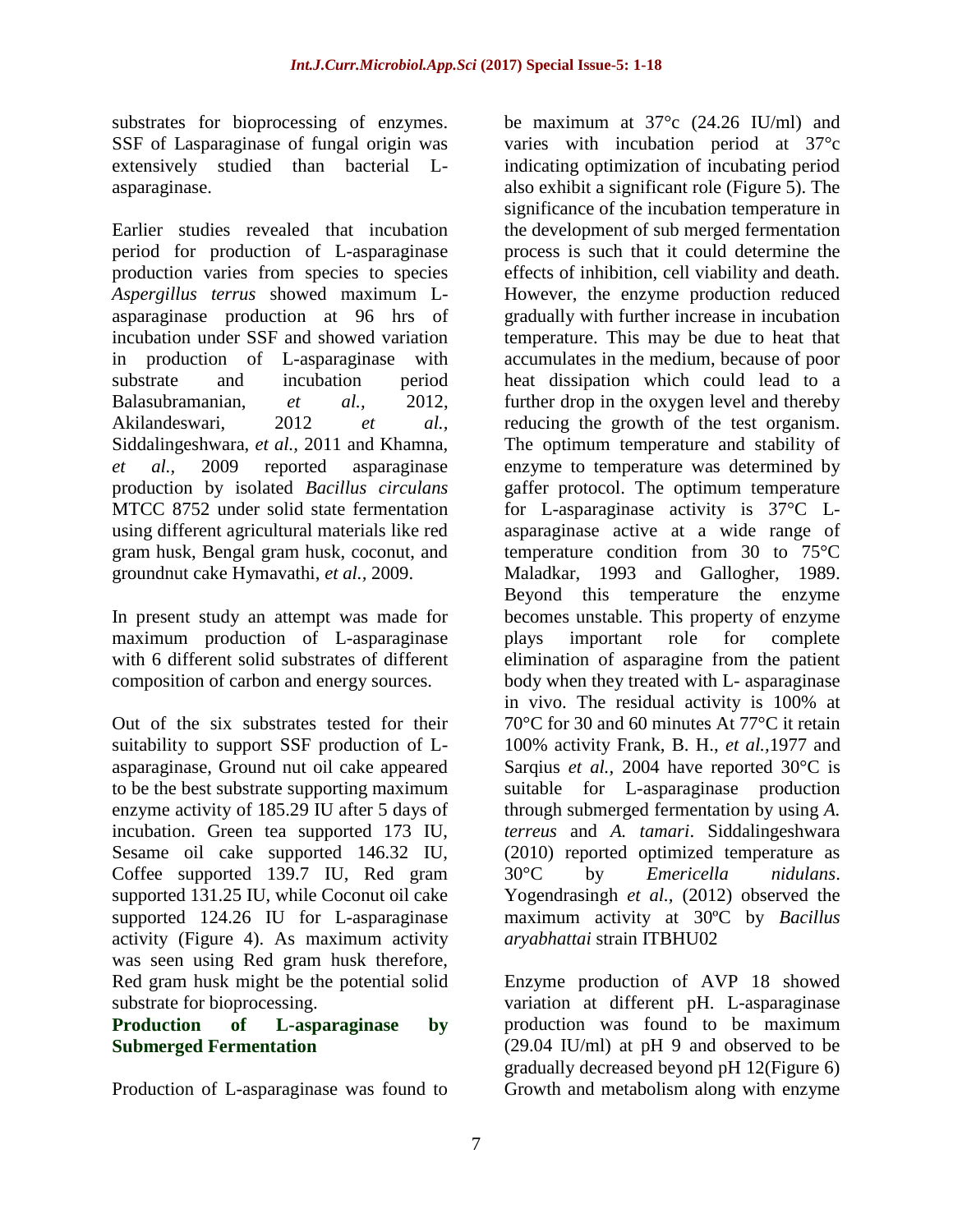substrates for bioprocessing of enzymes. SSF of Lasparaginase of fungal origin was extensively studied than bacterial L-asparaginase.

Earlier studies revealed that incubation period for production of L-asparaginase production varies from species to species *Aspergillus terrus* showed maximum L-asparaginase production at 96 hrs of incubation under SSF and showed variation in production of L-asparaginase with substrate and incubation period Balasubramanian, *et al.,* 2012, Akilandeswari, 2012 *et al.,* Siddalingeshwara, *et al.,* 2011 and Khamna, *et al.,* 2009 reported asparaginase production by isolated *Bacillus circulans* MTCC 8752 under solid state fermentation using different agricultural materials like red gram husk, Bengal gram husk, coconut, and groundnut cake Hymavathi, *et al.,* 2009.

In present study an attempt was made for maximum production of L-asparaginase with 6 different solid substrates of different composition of carbon and energy sources.

Out of the six substrates tested for their suitability to support SSF production of L-asparaginase, Ground nut oil cake appeared to be the best substrate supporting maximum enzyme activity of 185.29 IU after 5 days of incubation. Green tea supported 173 IU, Sesame oil cake supported 146.32 IU, Coffee supported 139.7 IU, Red gram supported 131.25 IU, while Coconut oil cake supported 124.26 IU for L-asparaginase activity (Figure 4). As maximum activity was seen using Red gram husk therefore, Red gram husk might be the potential solid substrate for bioprocessing.

**Production of L-asparaginase by Submerged Fermentation**

Production of L-asparaginase was found to be maximum at 37°c (24.26 IU/ml) and varies with incubation period at 37°c indicating optimization of incubating period also exhibit a significant role (Figure 5). The significance of the incubation temperature in the development of sub merged fermentation process is such that it could determine the effects of inhibition, cell viability and death. However, the enzyme production reduced gradually with further increase in incubation temperature. This may be due to heat that accumulates in the medium, because of poor heat dissipation which could lead to a further drop in the oxygen level and thereby reducing the growth of the test organism. The optimum temperature and stability of enzyme to temperature was determined by gaffer protocol. The optimum temperature for L-asparaginase activity is 37°C L-asparaginase active at a wide range of temperature condition from 30 to 75°C Maladkar, 1993 and Gallogher, 1989. Beyond this temperature the enzyme becomes unstable. This property of enzyme plays important role for complete elimination of asparagine from the patient body when they treated with L- asparaginase in vivo. The residual activity is 100% at 70°C for 30 and 60 minutes At 77°C it retain 100% activity Frank, B. H., *et al.,*1977 and Sarqius *et al.,* 2004 have reported 30°C is suitable for L-asparaginase production through submerged fermentation by using *A. terreus* and *A. tamari*. Siddalingeshwara (2010) reported optimized temperature as 30°C by *Emericella nidulans*. Yogendrasingh *et al.,* (2012) observed the maximum activity at 30ºC by *Bacillus aryabhattai* strain ITBHU02

Enzyme production of AVP 18 showed variation at different pH. L-asparaginase production was found to be maximum (29.04 IU/ml) at pH 9 and observed to be gradually decreased beyond pH 12(Figure 6) Growth and metabolism along with enzyme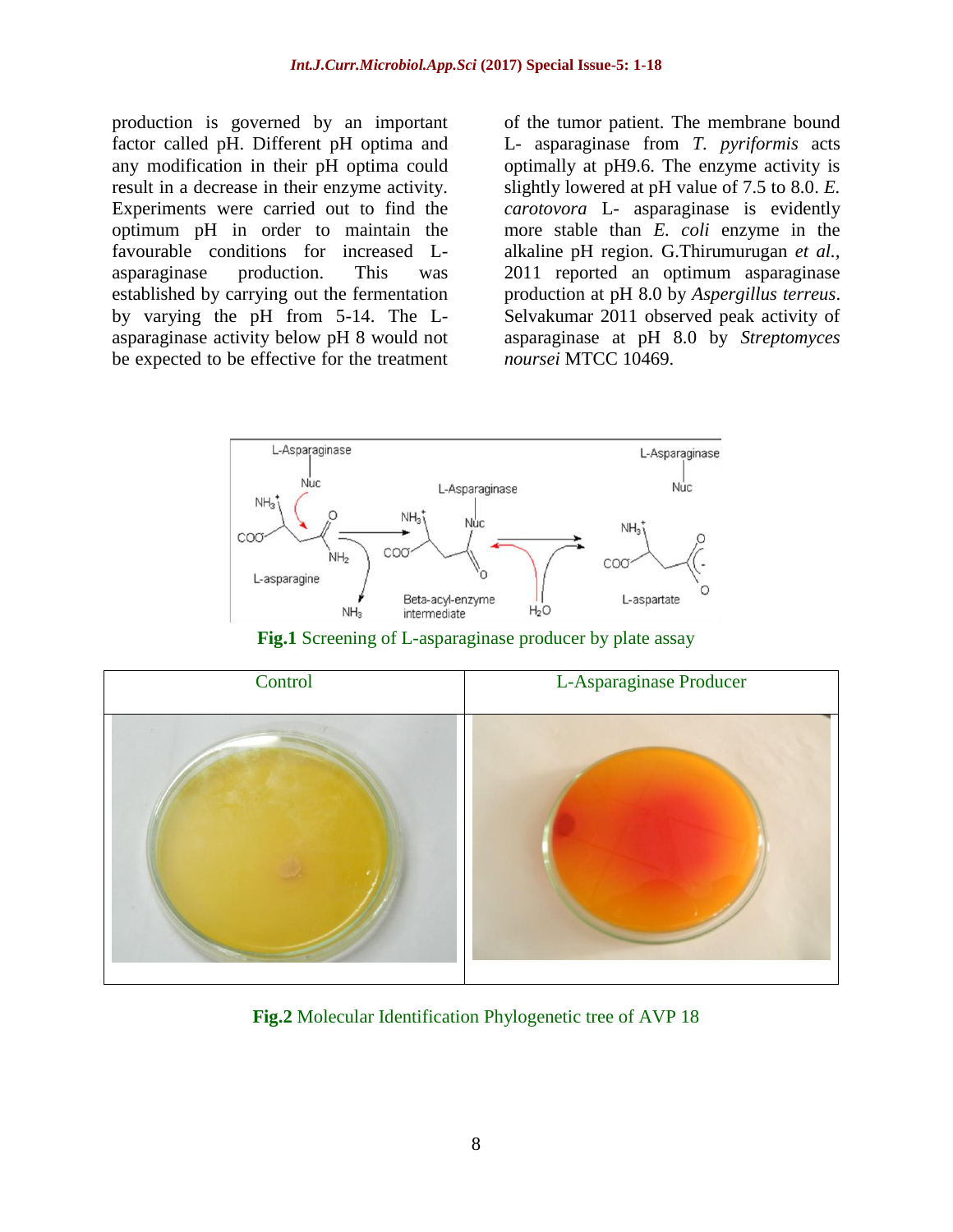production is governed by an important factor called pH. Different pH optima and any modification in their pH optima could result in a decrease in their enzyme activity. Experiments were carried out to find the optimum pH in order to maintain the favourable conditions for increased L-asparaginase production. This was established by carrying out the fermentation by varying the pH from 5-14. The L-asparaginase activity below pH 8 would not be expected to be effective for the treatment of the tumor patient. The membrane bound L- asparaginase from *T. pyriformis* acts optimally at pH9.6. The enzyme activity is slightly lowered at pH value of 7.5 to 8.0. *E. carotovora* L- asparaginase is evidently more stable than *E. coli* enzyme in the alkaline pH region. G.Thirumurugan *et al.*, 2011 reported an optimum asparaginase production at pH 8.0 by *Aspergillus terreus*. Selvakumar 2011 observed peak activity of asparaginase at pH 8.0 by *Streptomyces noursei* MTCC 10469.

**Fig.1** Screening of L-asparaginase producer by plate assay

| Control | L-Asparaginase Producer |
| --- | --- |
| | |

**Fig.2** Molecular Identification Phylogenetic tree of AVP 18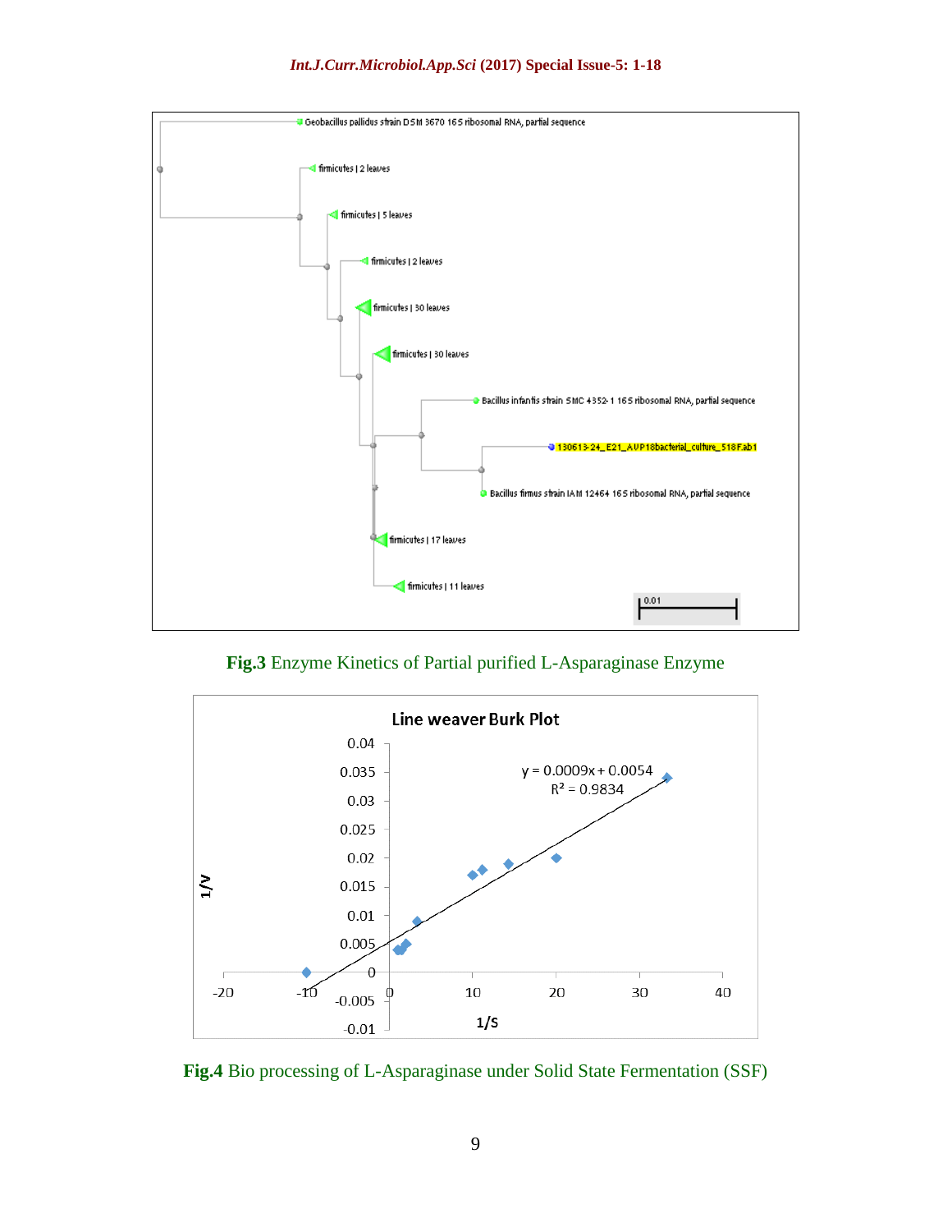**Fig.3** Enzyme Kinetics of Partial purified L-Asparaginase Enzyme

**Fig.4** Bio processing of L-Asparaginase under Solid State Fermentation (SSF)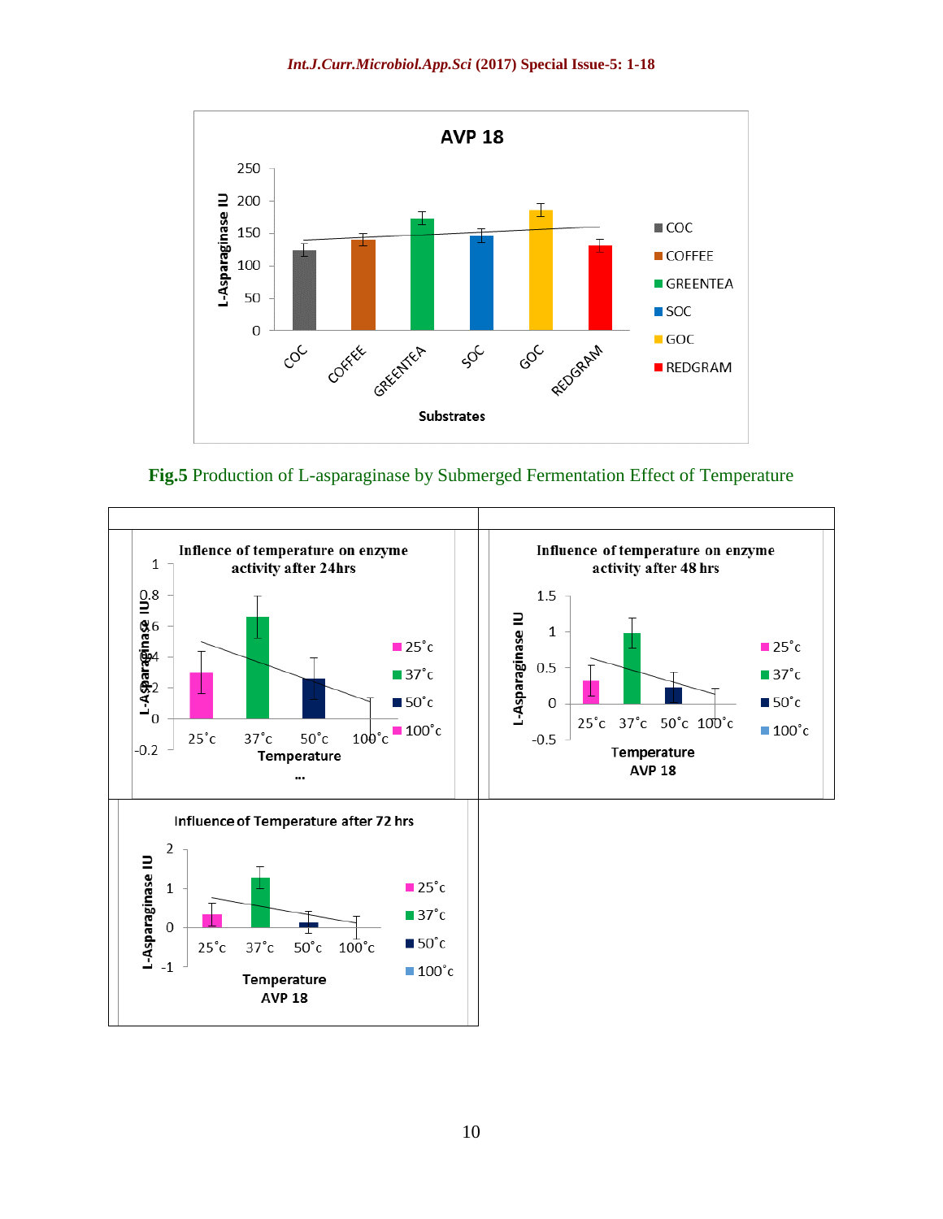**Fig.5** Production of L-asparaginase by Submerged Fermentation Effect of Temperature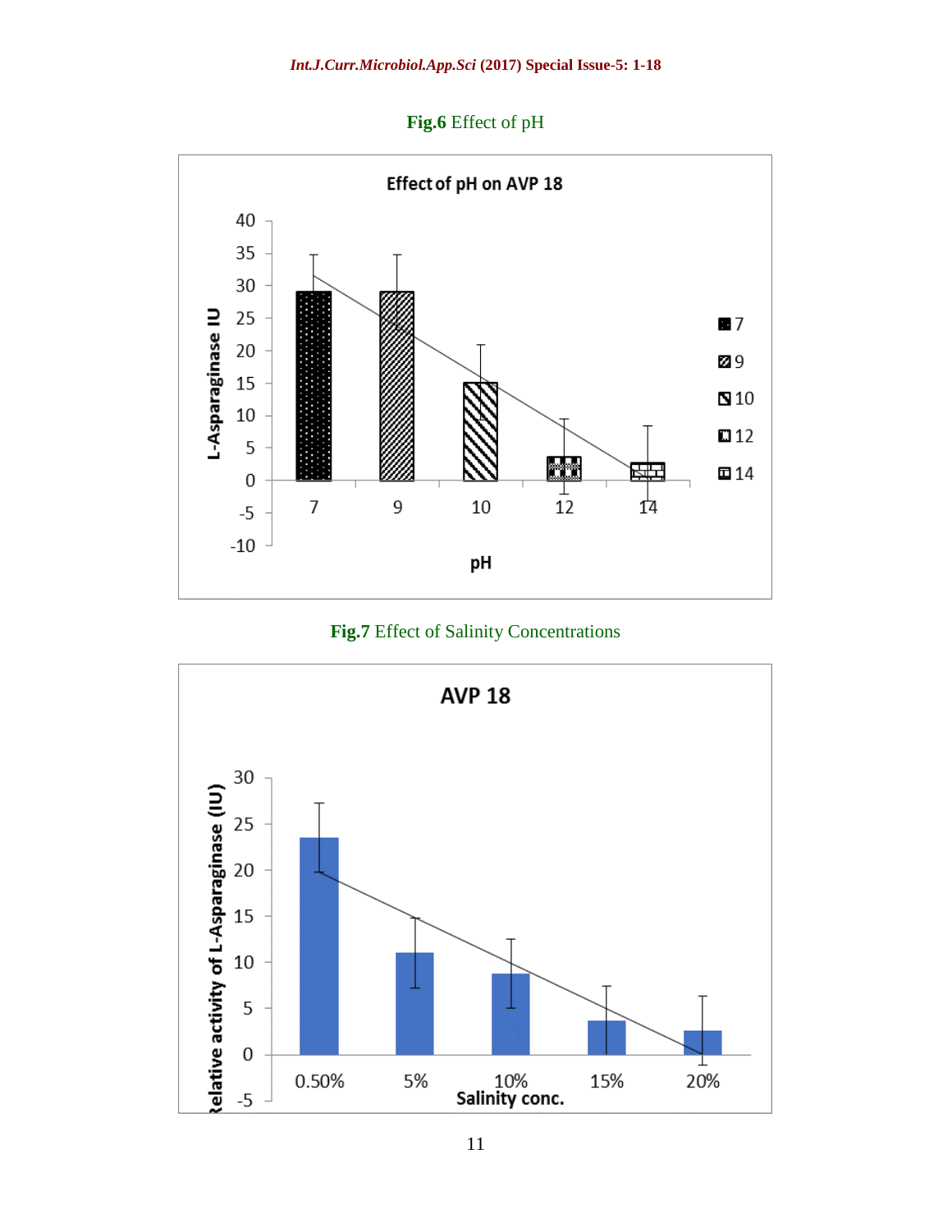**Fig.6** Effect of pH

**Fig.7** Effect of Salinity Concentrations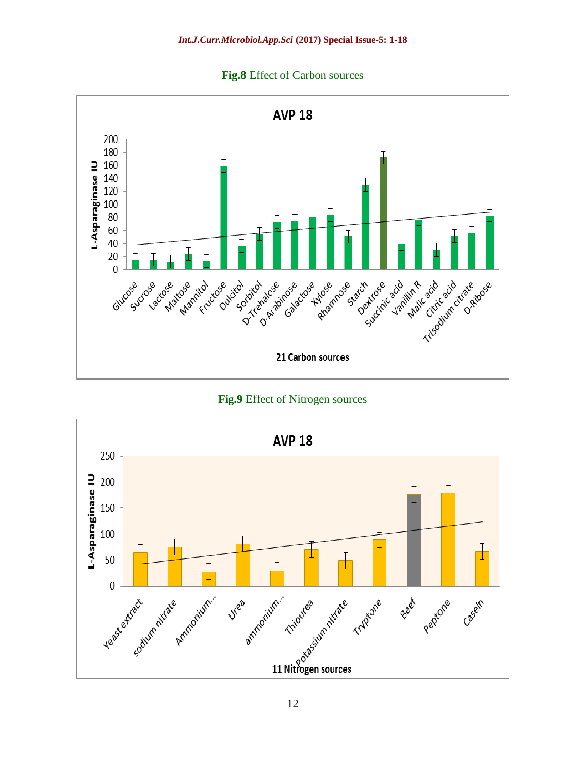**Fig.8** Effect of Carbon sources

**Fig.9** Effect of Nitrogen sources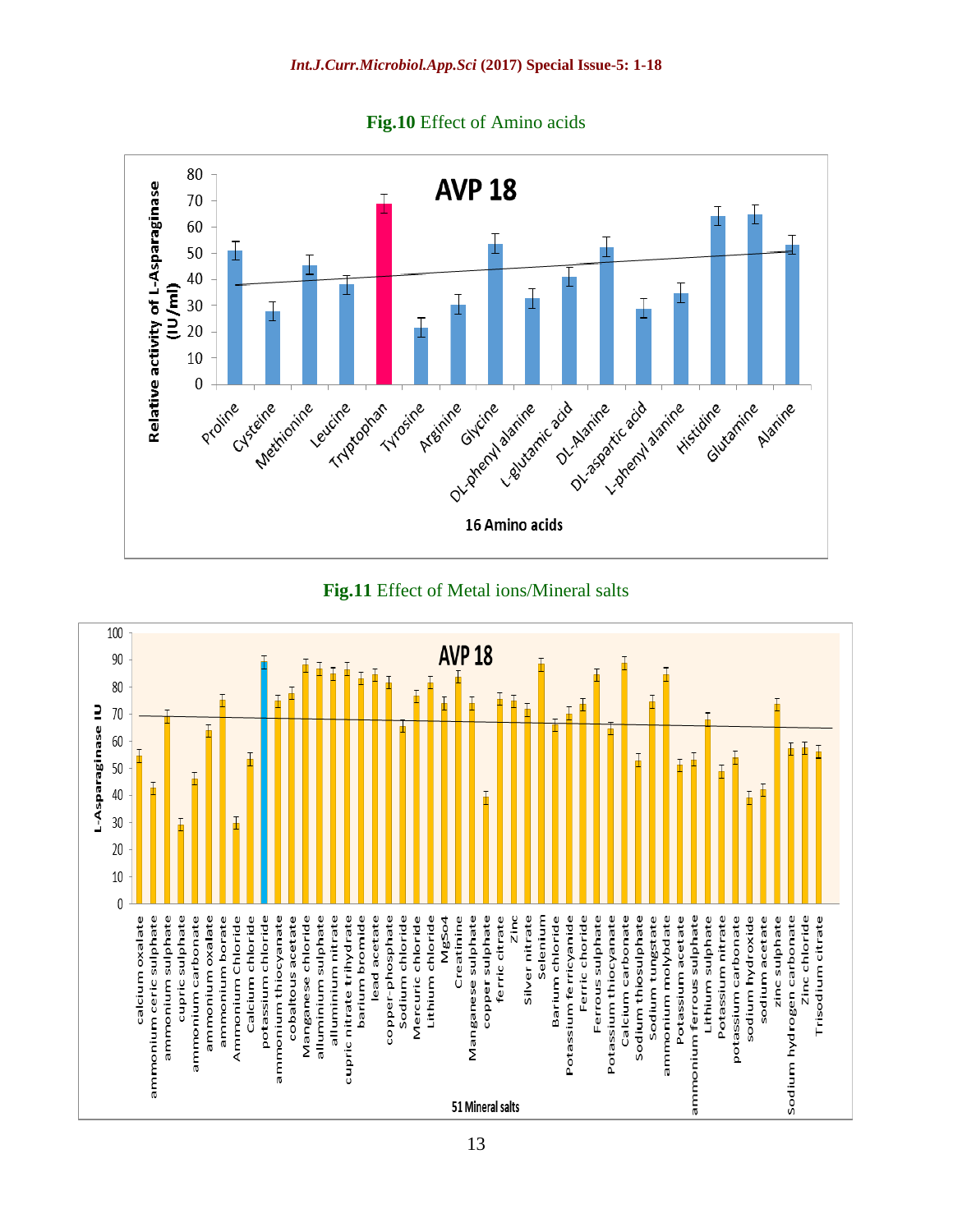**Fig.10** Effect of Amino acids

**Fig.11** Effect of Metal ions/Mineral salts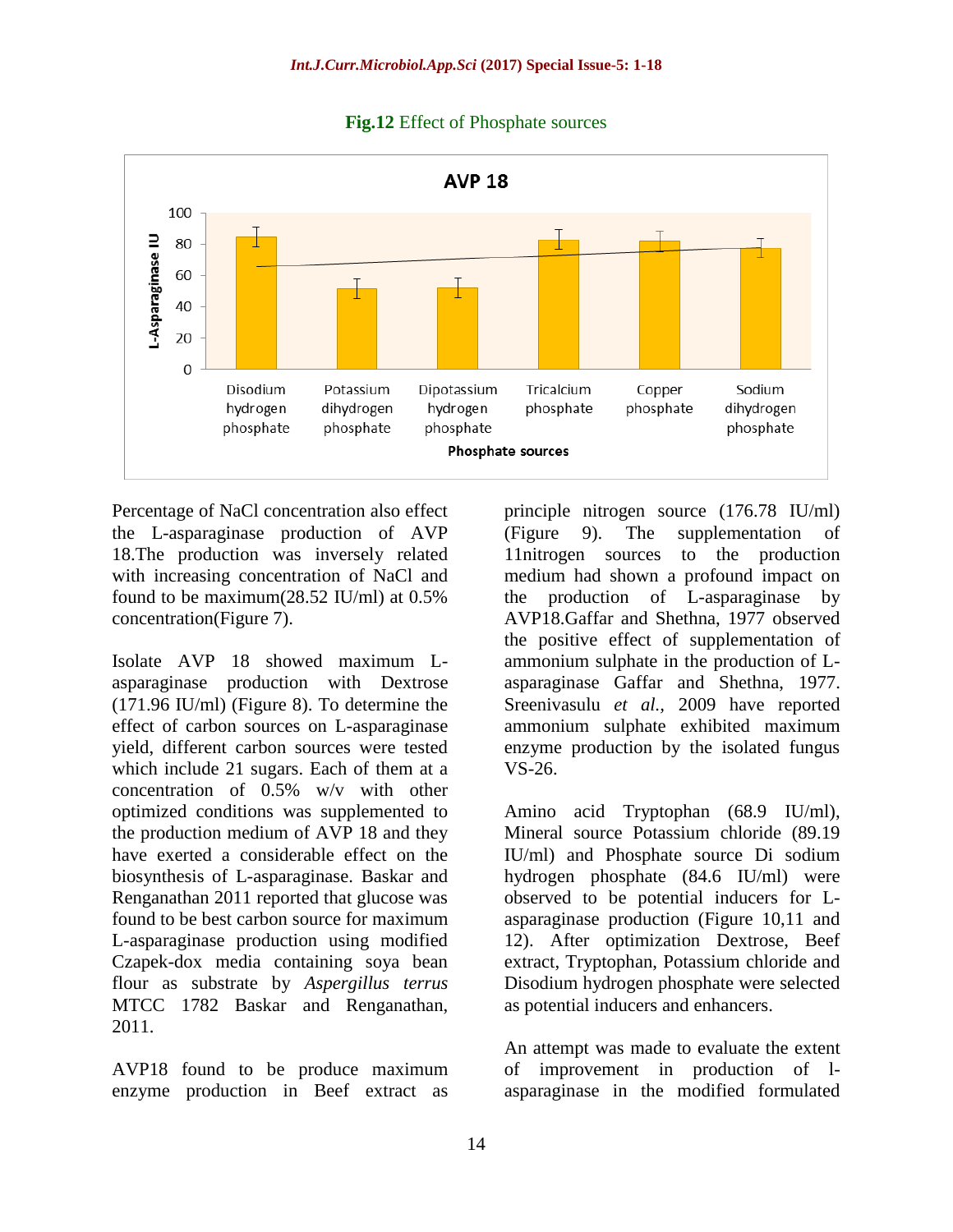**Fig.12** Effect of Phosphate sources

Percentage of NaCl concentration also effect the L-asparaginase production of AVP 18.The production was inversely related with increasing concentration of NaCl and found to be maximum(28.52 IU/ml) at 0.5% concentration(Figure 7).

Isolate AVP 18 showed maximum L-asparaginase production with Dextrose (171.96 IU/ml) (Figure 8). To determine the effect of carbon sources on L-asparaginase yield, different carbon sources were tested which include 21 sugars. Each of them at a concentration of 0.5% w/v with other optimized conditions was supplemented to the production medium of AVP 18 and they have exerted a considerable effect on the biosynthesis of L-asparaginase. Baskar and Renganathan 2011 reported that glucose was found to be best carbon source for maximum L-asparaginase production using modified Czapek-dox media containing soya bean flour as substrate by *Aspergillus terrus* MTCC 1782 Baskar and Renganathan, 2011.

AVP18 found to be produce maximum enzyme production in Beef extract as principle nitrogen source (176.78 IU/ml) (Figure 9). The supplementation of 11nitrogen sources to the production medium had shown a profound impact on the production of L-asparaginase by AVP18.Gaffar and Shethna, 1977 observed the positive effect of supplementation of ammonium sulphate in the production of L-asparaginase Gaffar and Shethna, 1977. Sreenivasulu *et al.,* 2009 have reported ammonium sulphate exhibited maximum enzyme production by the isolated fungus VS-26.

Amino acid Tryptophan (68.9 IU/ml), Mineral source Potassium chloride (89.19 IU/ml) and Phosphate source Di sodium hydrogen phosphate (84.6 IU/ml) were observed to be potential inducers for L-asparaginase production (Figure 10,11 and 12). After optimization Dextrose, Beef extract, Tryptophan, Potassium chloride and Disodium hydrogen phosphate were selected as potential inducers and enhancers.

An attempt was made to evaluate the extent of improvement in production of l-asparaginase in the modified formulated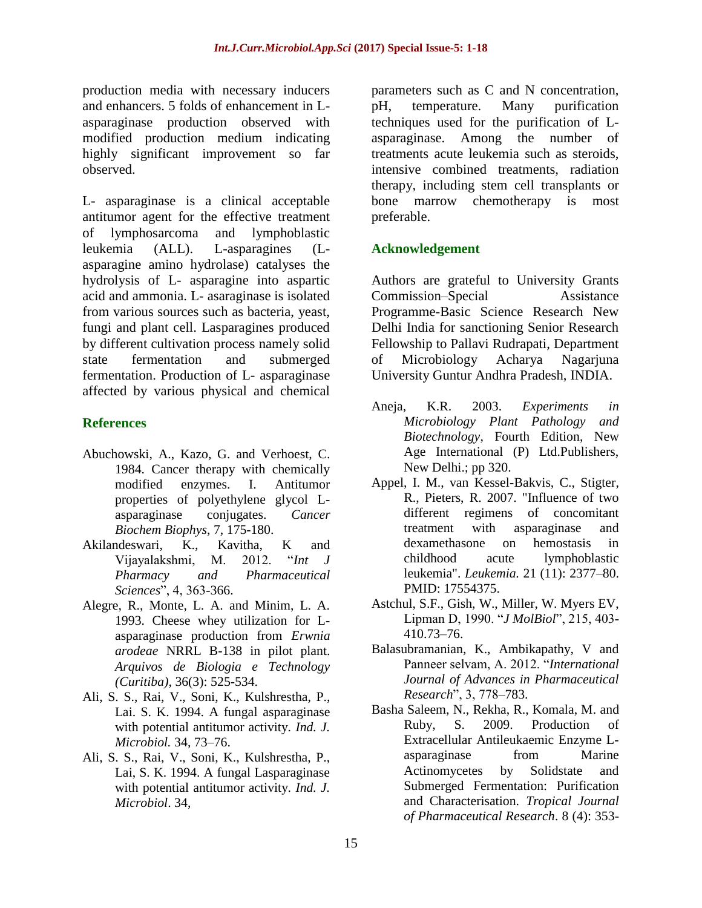production media with necessary inducers and enhancers. 5 folds of enhancement in L-asparaginase production observed with modified production medium indicating highly significant improvement so far observed.

L- asparaginase is a clinical acceptable antitumor agent for the effective treatment of lymphosarcoma and lymphoblastic leukemia (ALL). L-asparagines (L-asparagine amino hydrolase) catalyses the hydrolysis of L- asparagine into aspartic acid and ammonia. L- asaraginase is isolated from various sources such as bacteria, yeast, fungi and plant cell. Lasparagines produced by different cultivation process namely solid state fermentation and submerged fermentation. Production of L- asparaginase affected by various physical and chemical parameters such as C and N concentration, pH, temperature. Many purification techniques used for the purification of L-asparaginase. Among the number of treatments acute leukemia such as steroids, intensive combined treatments, radiation therapy, including stem cell transplants or bone marrow chemotherapy is most preferable.

## Acknowledgement

Authors are grateful to University Grants Commission–Special Assistance Programme-Basic Science Research New Delhi India for sanctioning Senior Research Fellowship to Pallavi Rudrapati, Department of Microbiology Acharya Nagarjuna University Guntur Andhra Pradesh, INDIA.

## References

Abuchowski, A., Kazo, G. and Verhoest, C. 1984. Cancer therapy with chemically modified enzymes. I. Antitumor properties of polyethylene glycol L-asparaginase conjugates. *Cancer Biochem Biophys*, 7, 175-180.

Akilandeswari, K., Kavitha, K and Vijayalakshmi, M. 2012. "*Int J Pharmacy and Pharmaceutical Sciences*", 4, 363-366.

Alegre, R., Monte, L. A. and Minim, L. A. 1993. Cheese whey utilization for L-asparaginase production from *Erwnia arodeae* NRRL B-138 in pilot plant. *Arquivos de Biologia e Technology (Curitiba)*, 36(3): 525-534.

Ali, S. S., Rai, V., Soni, K., Kulshrestha, P., Lai. S. K. 1994. A fungal asparaginase with potential antitumor activity. *Ind. J. Microbiol.* 34, 73–76.

Ali, S. S., Rai, V., Soni, K., Kulshrestha, P., Lai, S. K. 1994. A fungal Lasparaginase with potential antitumor activity. *Ind. J. Microbiol*. 34,

Aneja, K.R. 2003. *Experiments in Microbiology Plant Pathology and Biotechnology*, Fourth Edition, New Age International (P) Ltd.Publishers, New Delhi.; pp 320.

Appel, I. M., van Kessel-Bakvis, C., Stigter, R., Pieters, R. 2007. "Influence of two different regimens of concomitant treatment with asparaginase and dexamethasone on hemostasis in childhood acute lymphoblastic leukemia". *Leukemia.* 21 (11): 2377–80. PMID: 17554375.

Astchul, S.F., Gish, W., Miller, W. Myers EV, Lipman D, 1990. "*J MolBiol*", 215, 403-410.73–76.

Balasubramanian, K., Ambikapathy, V and Panneer selvam, A. 2012. "*International Journal of Advances in Pharmaceutical Research*", 3, 778–783.

Basha Saleem, N., Rekha, R., Komala, M. and Ruby, S. 2009. Production of Extracellular Antileukaemic Enzyme L-asparaginase from Marine Actinomycetes by Solidstate and Submerged Fermentation: Purification and Characterisation. *Tropical Journal of Pharmaceutical Research*. 8 (4): 353-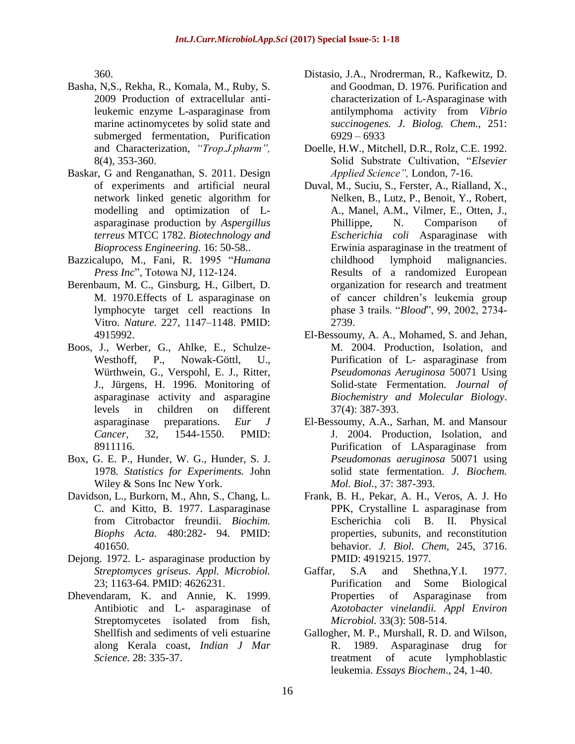360.

Basha, N,S., Rekha, R., Komala, M., Ruby, S. 2009 Production of extracellular anti-leukemic enzyme L-asparaginase from marine actinomycetes by solid state and submerged fermentation, Purification and Characterization, *"Trop.J.pharm"*, 8(4), 353-360.

Baskar, G and Renganathan, S. 2011. Design of experiments and artificial neural network linked genetic algorithm for modelling and optimization of L-asparaginase production by *Aspergillus terreus* MTCC 1782. *Biotechnology and Bioprocess Engineering.* 16: 50-58..

Bazzicalupo, M., Fani, R. 1995 "*Humana Press Inc*", Totowa NJ, 112-124.

Berenbaum, M. C., Ginsburg, H., Gilbert, D. M. 1970.Effects of L asparaginase on lymphocyte target cell reactions In Vitro. *Nature.* 227, 1147–1148. PMID: 4915992.

Boos, J., Werber, G., Ahlke, E., Schulze-Westhoff, P., Nowak-Göttl, U., Würthwein, G., Verspohl, E. J., Ritter, J., Jürgens, H. 1996. Monitoring of asparaginase activity and asparagine levels in children on different asparaginase preparations. *Eur J Cancer*, 32, 1544-1550. PMID: 8911116.

Box, G. E. P., Hunder, W. G., Hunder, S. J. 1978. *Statistics for Experiments.* John Wiley & Sons Inc New York.

Davidson, L., Burkorn, M., Ahn, S., Chang, L. C. and Kitto, B. 1977. Lasparaginase from Citrobactor freundii. *Biochim. Biophs Acta.* 480:282- 94. PMID: 401650.

Dejong. 1972. L- asparaginase production by *Streptomyces griseus*. *Appl. Microbiol.* 23; 1163-64. PMID: 4626231.

Dhevendaram, K. and Annie, K. 1999. Antibiotic and L- asparaginase of Streptomycetes isolated from fish, Shellfish and sediments of veli estuarine along Kerala coast, *Indian J Mar Science.* 28: 335-37.

Distasio, J.A., Nrodrerman, R., Kafkewitz, D. and Goodman, D. 1976. Purification and characterization of L-Asparaginase with antilymphoma activity from *Vibrio succinogenes. J. Biolog. Chem.*, 251: 6929 – 6933

Doelle, H.W., Mitchell, D.R., Rolz, C.E. 1992. Solid Substrate Cultivation, "*Elsevier Applied Science",* London, 7-16.

Duval, M., Suciu, S., Ferster, A., Rialland, X., Nelken, B., Lutz, P., Benoit, Y., Robert, A., Manel, A.M., Vilmer, E., Otten, J., Phillippe, N. Comparison of *Escherichia coli* Asparaginase with Erwinia asparaginase in the treatment of childhood lymphoid malignancies. Results of a randomized European organization for research and treatment of cancer children's leukemia group phase 3 trails. "*Blood*", 99, 2002, 2734-2739.

El-Bessoumy, A. A., Mohamed, S. and Jehan, M. 2004. Production, Isolation, and Purification of L- asparaginase from *Pseudomonas Aeruginosa* 50071 Using Solid-state Fermentation. *Journal of Biochemistry and Molecular Biology*. 37(4): 387-393.

El-Bessoumy, A.A., Sarhan, M. and Mansour J. 2004. Production, Isolation, and Purification of LAsparaginase from *Pseudomonas aeruginosa* 50071 using solid state fermentation. *J. Biochem. Mol. Biol.*, 37: 387-393.

Frank, B. H., Pekar, A. H., Veros, A. J. Ho PPK, Crystalline L asparaginase from Escherichia coli B. II. Physical properties, subunits, and reconstitution behavior. *J. Biol. Chem*, 245, 3716. PMID: 4919215. 1977.

Gaffar, S.A and Shethna,Y.I. 1977. Purification and Some Biological Properties of Asparaginase from *Azotobacter vinelandii. Appl Environ Microbiol.* 33(3): 508-514.

Gallogher, M. P., Murshall, R. D. and Wilson, R. 1989. Asparaginase drug for treatment of acute lymphoblastic leukemia. *Essays Biochem*., 24, 1-40.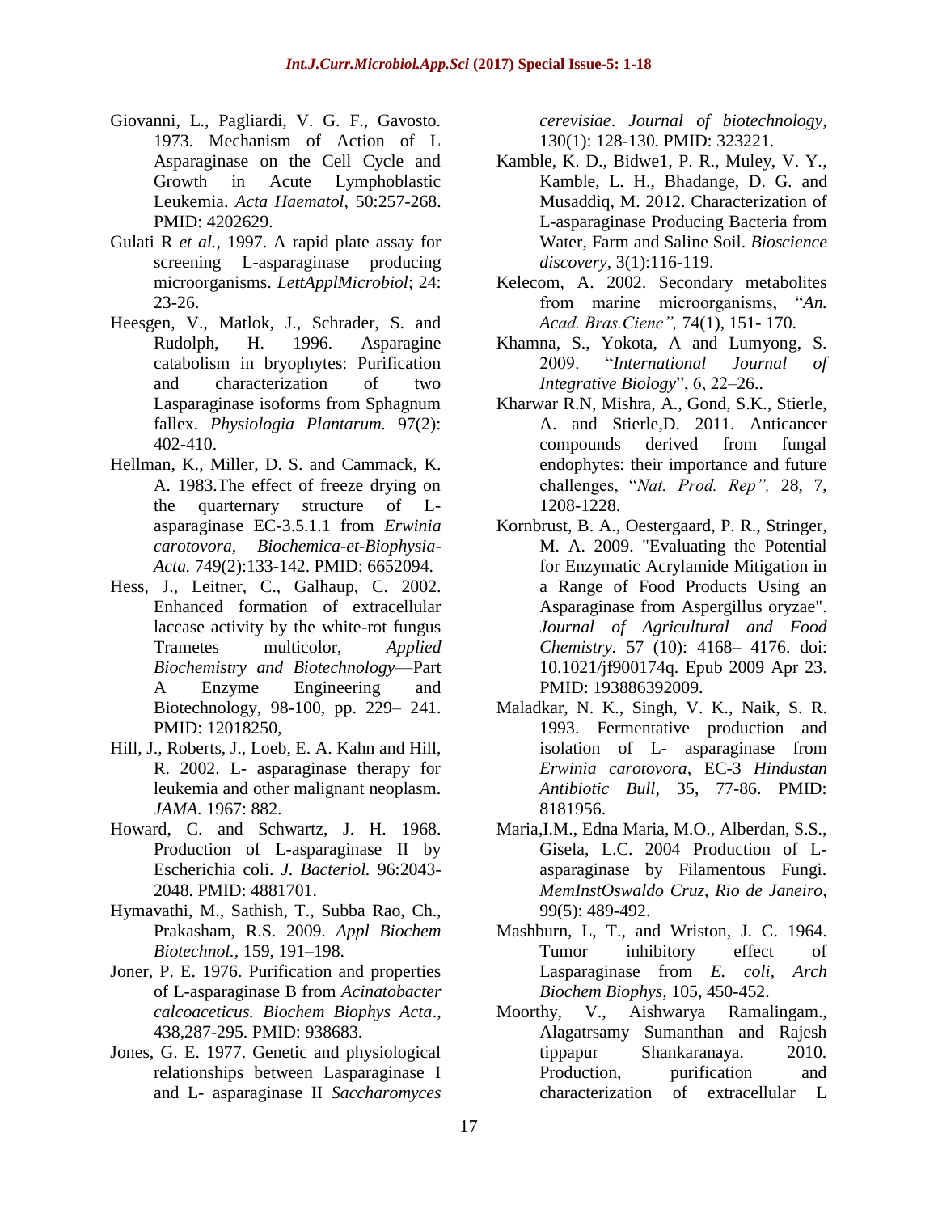Giovanni, L., Pagliardi, V. G. F., Gavosto. 1973. Mechanism of Action of L Asparaginase on the Cell Cycle and Growth in Acute Lymphoblastic Leukemia. *Acta Haematol,* 50:257-268. PMID: 4202629.

Gulati R *et al.*, 1997. A rapid plate assay for screening L-asparaginase producing microorganisms. *LettApplMicrobiol*; 24: 23-26.

Heesgen, V., Matlok, J., Schrader, S. and Rudolph, H. 1996. Asparagine catabolism in bryophytes: Purification and characterization of two Lasparaginase isoforms from Sphagnum fallex. *Physiologia Plantarum.* 97(2): 402-410.

Hellman, K., Miller, D. S. and Cammack, K. A. 1983.The effect of freeze drying on the quarternary structure of L-asparaginase EC-3.5.1.1 from *Erwinia carotovora, Biochemica-et-Biophysia-Acta.* 749(2):133-142. PMID: 6652094.

Hess, J., Leitner, C., Galhaup, C. 2002. Enhanced formation of extracellular laccase activity by the white-rot fungus Trametes multicolor, *Applied Biochemistry and Biotechnology*—Part A Enzyme Engineering and Biotechnology, 98-100, pp. 229– 241. PMID: 12018250,

Hill, J., Roberts, J., Loeb, E. A. Kahn and Hill, R. 2002. L- asparaginase therapy for leukemia and other malignant neoplasm. *JAMA.* 1967: 882.

Howard, C. and Schwartz, J. H. 1968. Production of L-asparaginase II by Escherichia coli. *J. Bacteriol.* 96:2043-2048. PMID: 4881701.

Hymavathi, M., Sathish, T., Subba Rao, Ch., Prakasham, R.S. 2009. *Appl Biochem Biotechnol.*, 159, 191–198.

Joner, P. E. 1976. Purification and properties of L-asparaginase B from *Acinatobacter calcoaceticus. Biochem Biophys Acta*., 438,287-295. PMID: 938683.

Jones, G. E. 1977. Genetic and physiological relationships between Lasparaginase I and L- asparaginase II *Saccharomyces cerevisiae*. *Journal of biotechnology,* 130(1): 128-130. PMID: 323221.

Kamble, K. D., Bidwe1, P. R., Muley, V. Y., Kamble, L. H., Bhadange, D. G. and Musaddiq, M. 2012. Characterization of L-asparaginase Producing Bacteria from Water, Farm and Saline Soil. *Bioscience discovery*, 3(1):116-119.

Kelecom, A. 2002. Secondary metabolites from marine microorganisms, "*An. Acad. Bras.Cienc",* 74(1), 151- 170.

Khamna, S., Yokota, A and Lumyong, S. 2009. "*International Journal of Integrative Biology*", 6, 22–26..

Kharwar R.N, Mishra, A., Gond, S.K., Stierle, A. and Stierle,D. 2011. Anticancer compounds derived from fungal endophytes: their importance and future challenges, "*Nat. Prod. Rep",* 28, 7, 1208-1228.

Kornbrust, B. A., Oestergaard, P. R., Stringer, M. A. 2009. "Evaluating the Potential for Enzymatic Acrylamide Mitigation in a Range of Food Products Using an Asparaginase from Aspergillus oryzae". *Journal of Agricultural and Food Chemistry*. 57 (10): 4168– 4176. doi: 10.1021/jf900174q. Epub 2009 Apr 23. PMID: 193886392009.

Maladkar, N. K., Singh, V. K., Naik, S. R. 1993. Fermentative production and isolation of L- asparaginase from *Erwinia carotovora,* EC-3 *Hindustan Antibiotic Bull,* 35, 77-86. PMID: 8181956.

Maria,I.M., Edna Maria, M.O., Alberdan, S.S., Gisela, L.C. 2004 Production of L-asparaginase by Filamentous Fungi. *MemInstOswaldo Cruz, Rio de Janeiro*, 99(5): 489-492.

Mashburn, L, T., and Wriston, J. C. 1964. Tumor inhibitory effect of Lasparaginase from *E. coli*, *Arch Biochem Biophys*, 105, 450-452.

Moorthy, V., Aishwarya Ramalingam., Alagatrsamy Sumanthan and Rajesh tippapur Shankaranaya. 2010. Production, purification and characterization of extracellular L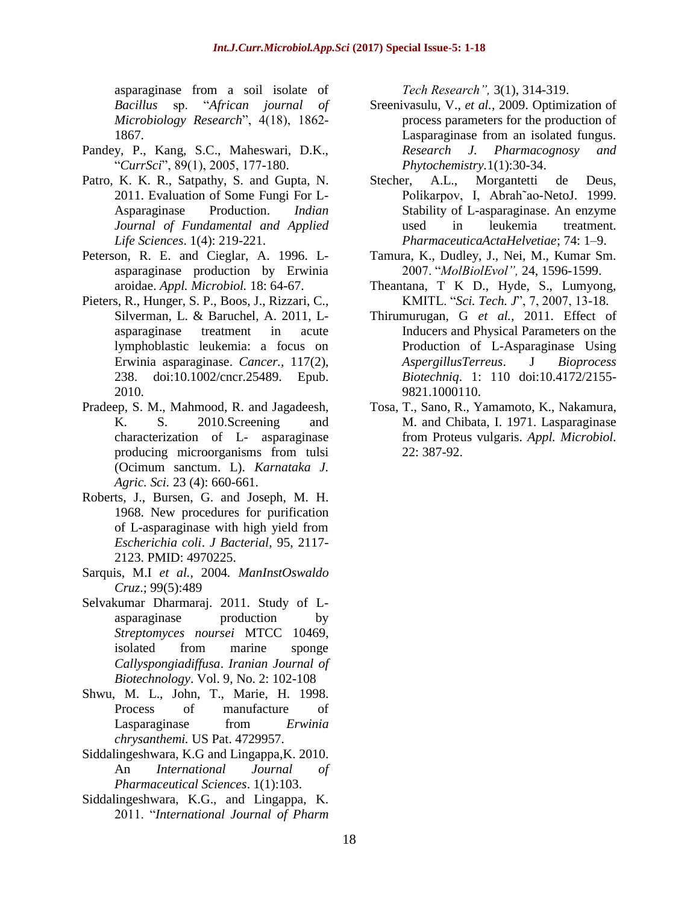asparaginase from a soil isolate of *Bacillus* sp. "*African journal of Microbiology Research*", 4(18), 1862-1867.

Pandey, P., Kang, S.C., Maheswari, D.K., "*CurrSci*", 89(1), 2005, 177-180.

Patro, K. K. R., Satpathy, S. and Gupta, N. 2011. Evaluation of Some Fungi For L-Asparaginase Production. *Indian Journal of Fundamental and Applied Life Sciences*. 1(4): 219-221.

Peterson, R. E. and Cieglar, A. 1996. L-asparaginase production by Erwinia aroidae. *Appl. Microbiol.* 18: 64-67.

Pieters, R., Hunger, S. P., Boos, J., Rizzari, C., Silverman, L. & Baruchel, A. 2011, L-asparaginase treatment in acute lymphoblastic leukemia: a focus on Erwinia asparaginase. *Cancer.*, 117(2), 238. doi:10.1002/cncr.25489. Epub. 2010.

Pradeep, S. M., Mahmood, R. and Jagadeesh, K. S. 2010.Screening and characterization of L- asparaginase producing microorganisms from tulsi (Ocimum sanctum. L). *Karnataka J. Agric. Sci.* 23 (4): 660-661.

Roberts, J., Bursen, G. and Joseph, M. H. 1968. New procedures for purification of L-asparaginase with high yield from *Escherichia coli*. *J Bacterial*, 95, 2117-2123. PMID: 4970225.

Sarquis, M.I *et al.,* 2004*. ManInstOswaldo Cruz*.; 99(5):489

Selvakumar Dharmaraj. 2011. Study of L-asparaginase production by *Streptomyces noursei* MTCC 10469, isolated from marine sponge *Callyspongiadiffusa*. *Iranian Journal of Biotechnology*. Vol. 9, No. 2: 102-108

Shwu, M. L., John, T., Marie, H. 1998. Process of manufacture of Lasparaginase from *Erwinia chrysanthemi.* US Pat. 4729957.

Siddalingeshwara, K.G and Lingappa,K. 2010. An *International Journal of Pharmaceutical Sciences*. 1(1):103.

Siddalingeshwara, K.G., and Lingappa, K. 2011. "*International Journal of Pharm Tech Research",* 3(1), 314-319.

Sreenivasulu, V., *et al.,* 2009. Optimization of process parameters for the production of Lasparaginase from an isolated fungus. *Research J. Pharmacognosy and Phytochemistry.*1(1):30-34.

Stecher, A.L., Morgantetti de Deus, Polikarpov, I, Abrah˜ao-NetoJ. 1999. Stability of L-asparaginase. An enzyme used in leukemia treatment. *PharmaceuticaActaHelvetiae*; 74: 1–9.

Tamura, K., Dudley, J., Nei, M., Kumar Sm. 2007. "*MolBiolEvol",* 24, 1596-1599.

Theantana, T K D., Hyde, S., Lumyong, KMITL. "*Sci. Tech. J*", 7, 2007, 13-18.

Thirumurugan, G *et al.,* 2011. Effect of Inducers and Physical Parameters on the Production of L-Asparaginase Using *AspergillusTerreus*. J *Bioprocess Biotechniq*. 1: 110 doi:10.4172/2155-9821.1000110.

Tosa, T., Sano, R., Yamamoto, K., Nakamura, M. and Chibata, I. 1971. Lasparaginase from Proteus vulgaris. *Appl. Microbiol.* 22: 387-92.